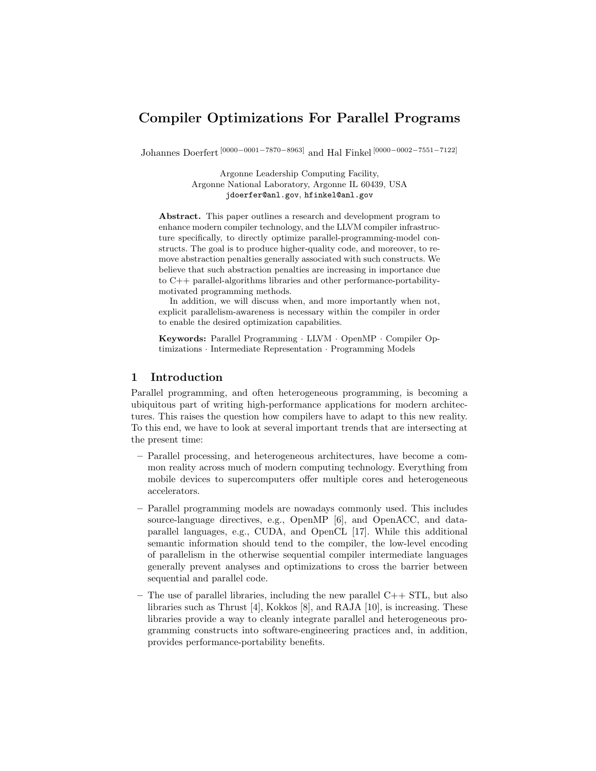# Compiler Optimizations For Parallel Programs

Johannes Doerfert [0000−0001−7870−8963] and Hal Finkel [0000−0002−7551−7122]

Argonne Leadership Computing Facility,
Argonne National Laboratory, Argonne IL 60439, USA
`jdoerfer@anl.gov`, `hfinkel@anl.gov`

**Abstract.** This paper outlines a research and development program to enhance modern compiler technology, and the LLVM compiler infrastructure specifically, to directly optimize parallel-programming-model constructs. The goal is to produce higher-quality code, and moreover, to remove abstraction penalties generally associated with such constructs. We believe that such abstraction penalties are increasing in importance due to C++ parallel-algorithms libraries and other performance-portability-motivated programming methods.

In addition, we will discuss when, and more importantly when not, explicit parallelism-awareness is necessary within the compiler in order to enable the desired optimization capabilities.

**Keywords:** Parallel Programming · LLVM · OpenMP · Compiler Optimizations · Intermediate Representation · Programming Models

## 1 Introduction

Parallel programming, and often heterogeneous programming, is becoming a ubiquitous part of writing high-performance applications for modern architectures. This raises the question how compilers have to adapt to this new reality. To this end, we have to look at several important trends that are intersecting at the present time:

- Parallel processing, and heterogeneous architectures, have become a common reality across much of modern computing technology. Everything from mobile devices to supercomputers offer multiple cores and heterogeneous accelerators.
- Parallel programming models are nowadays commonly used. This includes source-language directives, e.g., OpenMP [6], and OpenACC, and data-parallel languages, e.g., CUDA, and OpenCL [17]. While this additional semantic information should tend to the compiler, the low-level encoding of parallelism in the otherwise sequential compiler intermediate languages generally prevent analyses and optimizations to cross the barrier between sequential and parallel code.
- The use of parallel libraries, including the new parallel C++ STL, but also libraries such as Thrust [4], Kokkos [8], and RAJA [10], is increasing. These libraries provide a way to cleanly integrate parallel and heterogeneous programming constructs into software-engineering practices and, in addition, provides performance-portability benefits.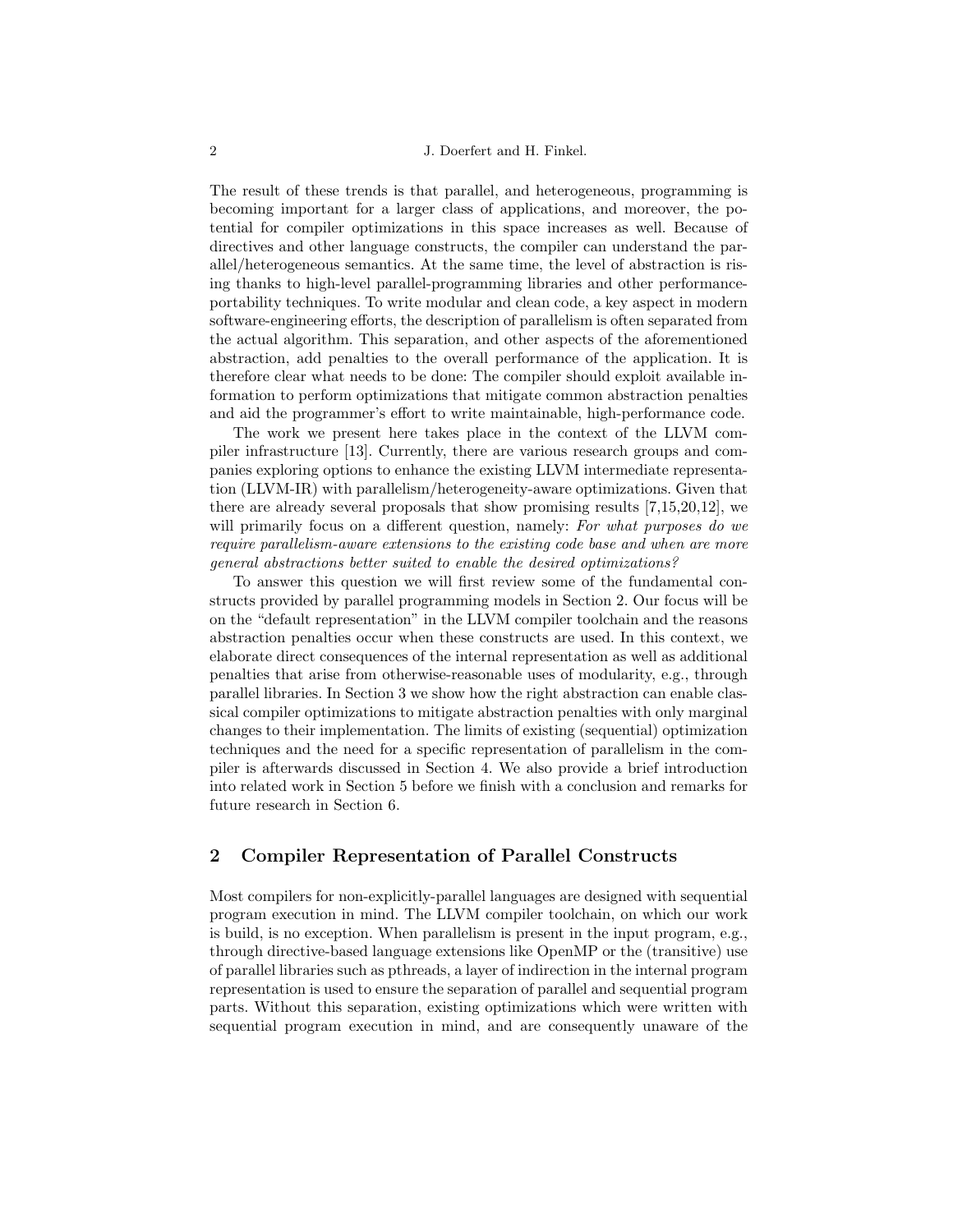The result of these trends is that parallel, and heterogeneous, programming is becoming important for a larger class of applications, and moreover, the potential for compiler optimizations in this space increases as well. Because of directives and other language constructs, the compiler can understand the parallel/heterogeneous semantics. At the same time, the level of abstraction is rising thanks to high-level parallel-programming libraries and other performance-portability techniques. To write modular and clean code, a key aspect in modern software-engineering efforts, the description of parallelism is often separated from the actual algorithm. This separation, and other aspects of the aforementioned abstraction, add penalties to the overall performance of the application. It is therefore clear what needs to be done: The compiler should exploit available information to perform optimizations that mitigate common abstraction penalties and aid the programmer's effort to write maintainable, high-performance code.

The work we present here takes place in the context of the LLVM compiler infrastructure [13]. Currently, there are various research groups and companies exploring options to enhance the existing LLVM intermediate representation (LLVM-IR) with parallelism/heterogeneity-aware optimizations. Given that there are already several proposals that show promising results [7,15,20,12], we will primarily focus on a different question, namely: *For what purposes do we require parallelism-aware extensions to the existing code base and when are more general abstractions better suited to enable the desired optimizations?*

To answer this question we will first review some of the fundamental constructs provided by parallel programming models in Section 2. Our focus will be on the "default representation" in the LLVM compiler toolchain and the reasons abstraction penalties occur when these constructs are used. In this context, we elaborate direct consequences of the internal representation as well as additional penalties that arise from otherwise-reasonable uses of modularity, e.g., through parallel libraries. In Section 3 we show how the right abstraction can enable classical compiler optimizations to mitigate abstraction penalties with only marginal changes to their implementation. The limits of existing (sequential) optimization techniques and the need for a specific representation of parallelism in the compiler is afterwards discussed in Section 4. We also provide a brief introduction into related work in Section 5 before we finish with a conclusion and remarks for future research in Section 6.

## 2 Compiler Representation of Parallel Constructs

Most compilers for non-explicitly-parallel languages are designed with sequential program execution in mind. The LLVM compiler toolchain, on which our work is build, is no exception. When parallelism is present in the input program, e.g., through directive-based language extensions like OpenMP or the (transitive) use of parallel libraries such as pthreads, a layer of indirection in the internal program representation is used to ensure the separation of parallel and sequential program parts. Without this separation, existing optimizations which were written with sequential program execution in mind, and are consequently unaware of the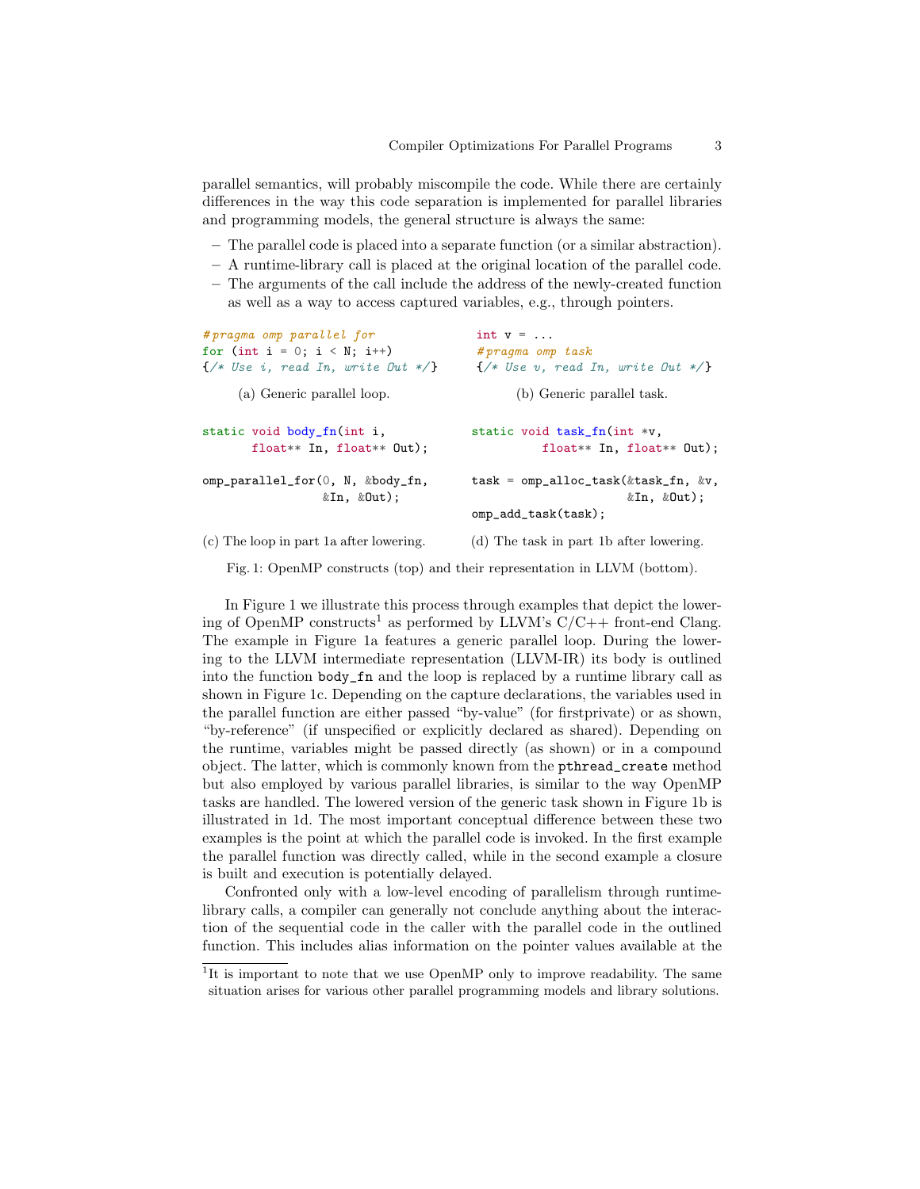parallel semantics, will probably miscompile the code. While there are certainly differences in the way this code separation is implemented for parallel libraries and programming models, the general structure is always the same:

- The parallel code is placed into a separate function (or a similar abstraction).
- A runtime-library call is placed at the original location of the parallel code.
- The arguments of the call include the address of the newly-created function as well as a way to access captured variables, e.g., through pointers.

```
#pragma omp parallel for
for (int i = 0; i < N; i++)
{/* Use i, read In, write Out */}
```

(a) Generic parallel loop.

```
int v = ...
#pragma omp task
{/* Use v, read In, write Out */}
```

(b) Generic parallel task.

```
static void body_fn(int i,
       float** In, float** Out);

omp_parallel_for(0, N, &body_fn,
                 &In, &Out);
```

(c) The loop in part 1a after lowering.

```
static void task_fn(int *v,
         float** In, float** Out);

task = omp_alloc_task(&task_fn, &v,
                       &In, &Out);
omp_add_task(task);
```

(d) The task in part 1b after lowering.

Fig. 1: OpenMP constructs (top) and their representation in LLVM (bottom).

In Figure 1 we illustrate this process through examples that depict the lowering of OpenMP constructs[1] as performed by LLVM's C/C++ front-end Clang. The example in Figure 1a features a generic parallel loop. During the lowering to the LLVM intermediate representation (LLVM-IR) its body is outlined into the function `body_fn` and the loop is replaced by a runtime library call as shown in Figure 1c. Depending on the capture declarations, the variables used in the parallel function are either passed "by-value" (for firstprivate) or as shown, "by-reference" (if unspecified or explicitly declared as shared). Depending on the runtime, variables might be passed directly (as shown) or in a compound object. The latter, which is commonly known from the `pthread_create` method but also employed by various parallel libraries, is similar to the way OpenMP tasks are handled. The lowered version of the generic task shown in Figure 1b is illustrated in 1d. The most important conceptual difference between these two examples is the point at which the parallel code is invoked. In the first example the parallel function was directly called, while in the second example a closure is built and execution is potentially delayed.

Confronted only with a low-level encoding of parallelism through runtime-library calls, a compiler can generally not conclude anything about the interaction of the sequential code in the caller with the parallel code in the outlined function. This includes alias information on the pointer values available at the

[1] It is important to note that we use OpenMP only to improve readability. The same situation arises for various other parallel programming models and library solutions.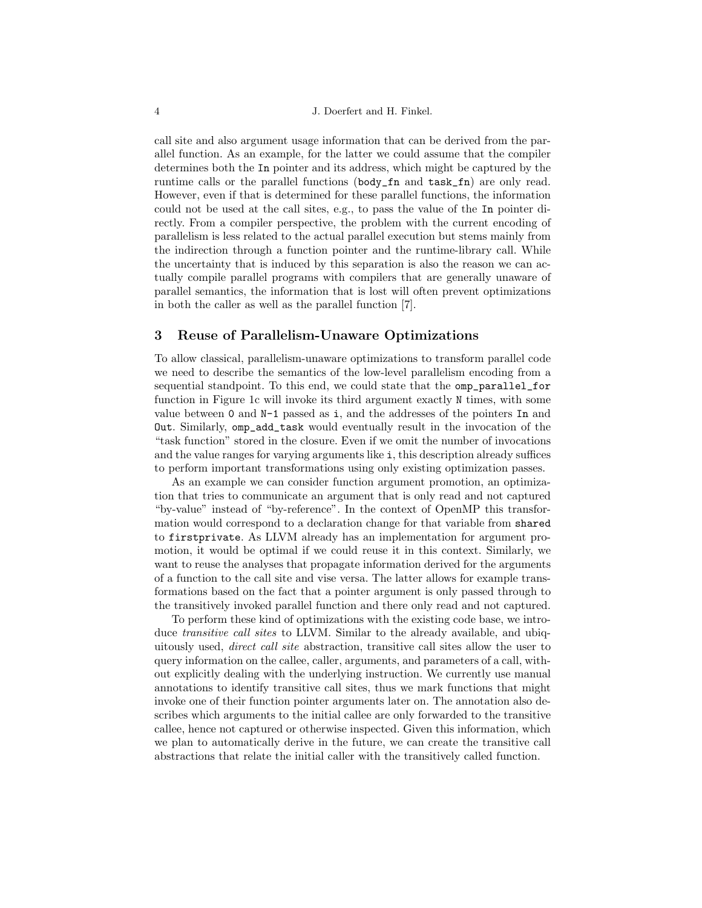call site and also argument usage information that can be derived from the parallel function. As an example, for the latter we could assume that the compiler determines both the `In` pointer and its address, which might be captured by the runtime calls or the parallel functions (`body_fn` and `task_fn`) are only read. However, even if that is determined for these parallel functions, the information could not be used at the call sites, e.g., to pass the value of the `In` pointer directly. From a compiler perspective, the problem with the current encoding of parallelism is less related to the actual parallel execution but stems mainly from the indirection through a function pointer and the runtime-library call. While the uncertainty that is induced by this separation is also the reason we can actually compile parallel programs with compilers that are generally unaware of parallel semantics, the information that is lost will often prevent optimizations in both the caller as well as the parallel function [7].

## 3 Reuse of Parallelism-Unaware Optimizations

To allow classical, parallelism-unaware optimizations to transform parallel code we need to describe the semantics of the low-level parallelism encoding from a sequential standpoint. To this end, we could state that the `omp_parallel_for` function in Figure 1c will invoke its third argument exactly `N` times, with some value between `0` and `N-1` passed as `i`, and the addresses of the pointers `In` and `Out`. Similarly, `omp_add_task` would eventually result in the invocation of the "task function" stored in the closure. Even if we omit the number of invocations and the value ranges for varying arguments like `i`, this description already suffices to perform important transformations using only existing optimization passes.

As an example we can consider function argument promotion, an optimization that tries to communicate an argument that is only read and not captured "by-value" instead of "by-reference". In the context of OpenMP this transformation would correspond to a declaration change for that variable from `shared` to `firstprivate`. As LLVM already has an implementation for argument promotion, it would be optimal if we could reuse it in this context. Similarly, we want to reuse the analyses that propagate information derived for the arguments of a function to the call site and vise versa. The latter allows for example transformations based on the fact that a pointer argument is only passed through to the transitively invoked parallel function and there only read and not captured.

To perform these kind of optimizations with the existing code base, we introduce *transitive call sites* to LLVM. Similar to the already available, and ubiquitously used, *direct call site* abstraction, transitive call sites allow the user to query information on the callee, caller, arguments, and parameters of a call, without explicitly dealing with the underlying instruction. We currently use manual annotations to identify transitive call sites, thus we mark functions that might invoke one of their function pointer arguments later on. The annotation also describes which arguments to the initial callee are only forwarded to the transitive callee, hence not captured or otherwise inspected. Given this information, which we plan to automatically derive in the future, we can create the transitive call abstractions that relate the initial caller with the transitively called function.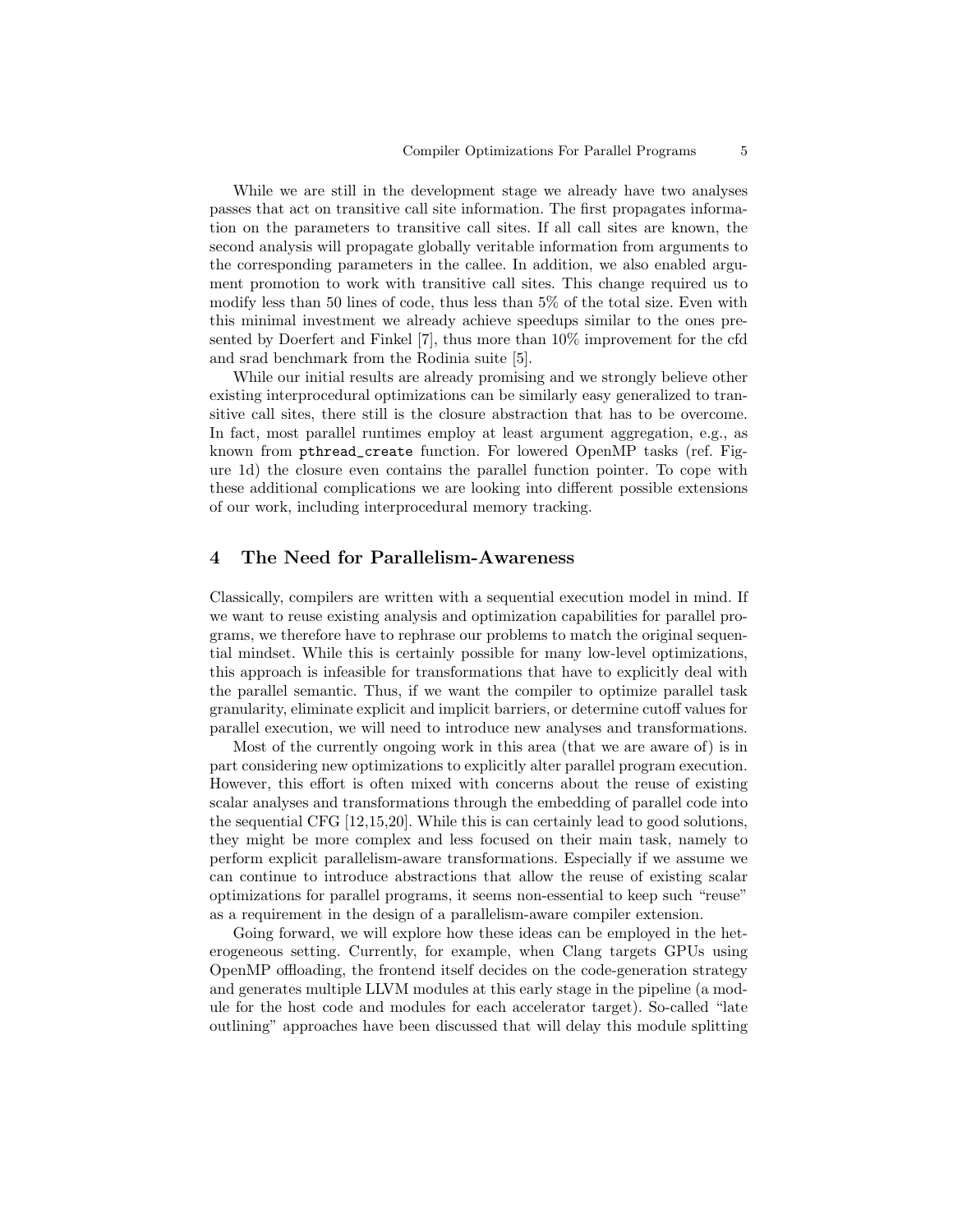While we are still in the development stage we already have two analyses passes that act on transitive call site information. The first propagates information on the parameters to transitive call sites. If all call sites are known, the second analysis will propagate globally veritable information from arguments to the corresponding parameters in the callee. In addition, we also enabled argument promotion to work with transitive call sites. This change required us to modify less than 50 lines of code, thus less than 5% of the total size. Even with this minimal investment we already achieve speedups similar to the ones presented by Doerfert and Finkel [7], thus more than 10% improvement for the cfd and srad benchmark from the Rodinia suite [5].

While our initial results are already promising and we strongly believe other existing interprocedural optimizations can be similarly easy generalized to transitive call sites, there still is the closure abstraction that has to be overcome. In fact, most parallel runtimes employ at least argument aggregation, e.g., as known from `pthread_create` function. For lowered OpenMP tasks (ref. Figure 1d) the closure even contains the parallel function pointer. To cope with these additional complications we are looking into different possible extensions of our work, including interprocedural memory tracking.

## 4 The Need for Parallelism-Awareness

Classically, compilers are written with a sequential execution model in mind. If we want to reuse existing analysis and optimization capabilities for parallel programs, we therefore have to rephrase our problems to match the original sequential mindset. While this is certainly possible for many low-level optimizations, this approach is infeasible for transformations that have to explicitly deal with the parallel semantic. Thus, if we want the compiler to optimize parallel task granularity, eliminate explicit and implicit barriers, or determine cutoff values for parallel execution, we will need to introduce new analyses and transformations.

Most of the currently ongoing work in this area (that we are aware of) is in part considering new optimizations to explicitly alter parallel program execution. However, this effort is often mixed with concerns about the reuse of existing scalar analyses and transformations through the embedding of parallel code into the sequential CFG [12,15,20]. While this is can certainly lead to good solutions, they might be more complex and less focused on their main task, namely to perform explicit parallelism-aware transformations. Especially if we assume we can continue to introduce abstractions that allow the reuse of existing scalar optimizations for parallel programs, it seems non-essential to keep such "reuse" as a requirement in the design of a parallelism-aware compiler extension.

Going forward, we will explore how these ideas can be employed in the heterogeneous setting. Currently, for example, when Clang targets GPUs using OpenMP offloading, the frontend itself decides on the code-generation strategy and generates multiple LLVM modules at this early stage in the pipeline (a module for the host code and modules for each accelerator target). So-called "late outlining" approaches have been discussed that will delay this module splitting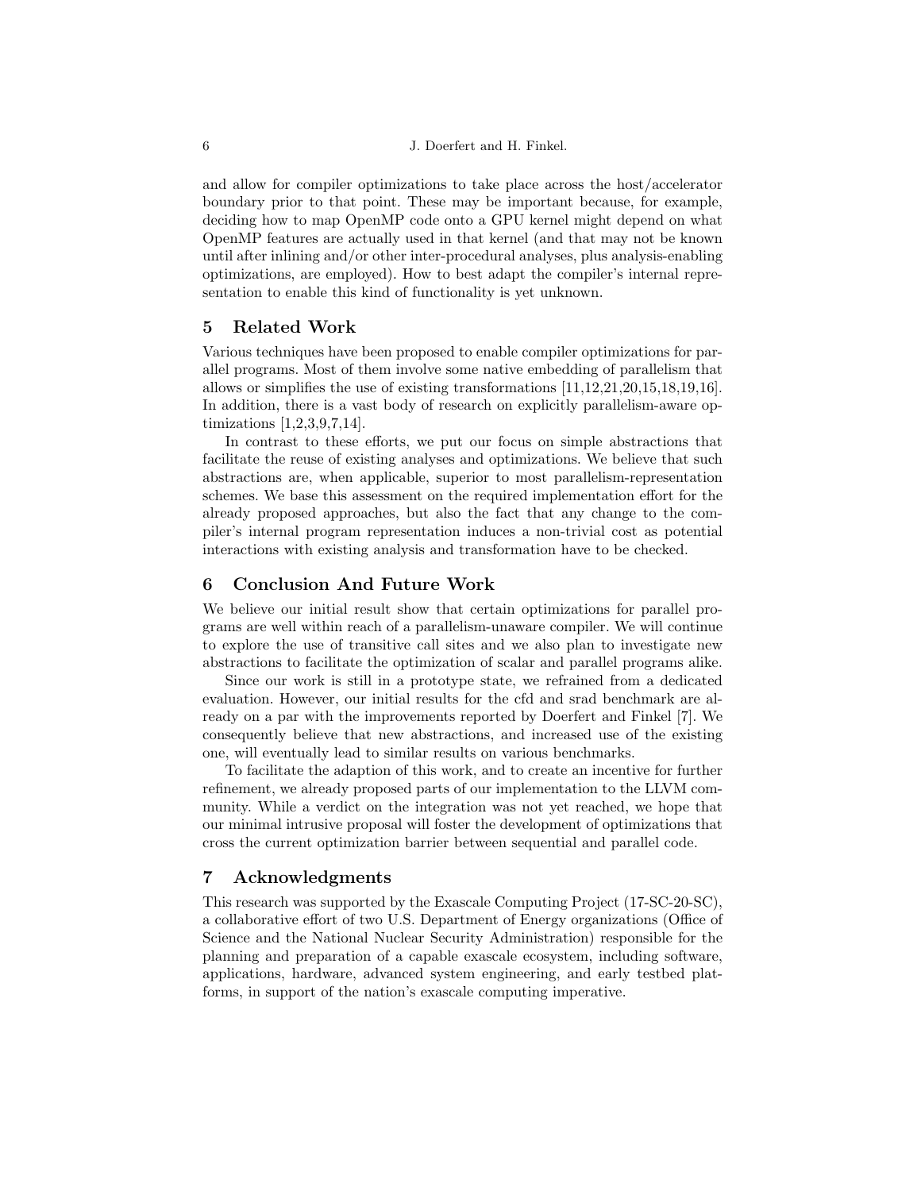and allow for compiler optimizations to take place across the host/accelerator boundary prior to that point. These may be important because, for example, deciding how to map OpenMP code onto a GPU kernel might depend on what OpenMP features are actually used in that kernel (and that may not be known until after inlining and/or other inter-procedural analyses, plus analysis-enabling optimizations, are employed). How to best adapt the compiler's internal representation to enable this kind of functionality is yet unknown.

## 5 Related Work

Various techniques have been proposed to enable compiler optimizations for parallel programs. Most of them involve some native embedding of parallelism that allows or simplifies the use of existing transformations [11,12,21,20,15,18,19,16]. In addition, there is a vast body of research on explicitly parallelism-aware optimizations [1,2,3,9,7,14].

In contrast to these efforts, we put our focus on simple abstractions that facilitate the reuse of existing analyses and optimizations. We believe that such abstractions are, when applicable, superior to most parallelism-representation schemes. We base this assessment on the required implementation effort for the already proposed approaches, but also the fact that any change to the compiler's internal program representation induces a non-trivial cost as potential interactions with existing analysis and transformation have to be checked.

## 6 Conclusion And Future Work

We believe our initial result show that certain optimizations for parallel programs are well within reach of a parallelism-unaware compiler. We will continue to explore the use of transitive call sites and we also plan to investigate new abstractions to facilitate the optimization of scalar and parallel programs alike.

Since our work is still in a prototype state, we refrained from a dedicated evaluation. However, our initial results for the cfd and srad benchmark are already on a par with the improvements reported by Doerfert and Finkel [7]. We consequently believe that new abstractions, and increased use of the existing one, will eventually lead to similar results on various benchmarks.

To facilitate the adaption of this work, and to create an incentive for further refinement, we already proposed parts of our implementation to the LLVM community. While a verdict on the integration was not yet reached, we hope that our minimal intrusive proposal will foster the development of optimizations that cross the current optimization barrier between sequential and parallel code.

## 7 Acknowledgments

This research was supported by the Exascale Computing Project (17-SC-20-SC), a collaborative effort of two U.S. Department of Energy organizations (Office of Science and the National Nuclear Security Administration) responsible for the planning and preparation of a capable exascale ecosystem, including software, applications, hardware, advanced system engineering, and early testbed platforms, in support of the nation's exascale computing imperative.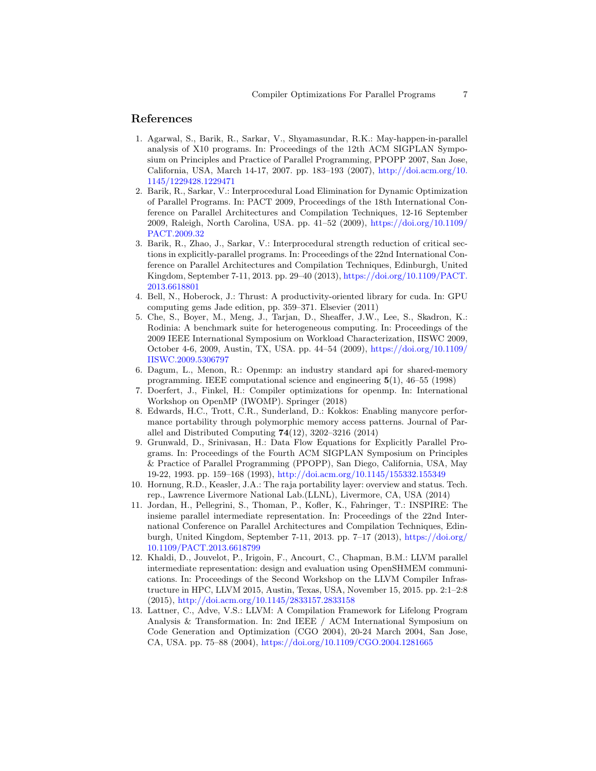## References

1. Agarwal, S., Barik, R., Sarkar, V., Shyamasundar, R.K.: May-happen-in-parallel analysis of X10 programs. In: Proceedings of the 12th ACM SIGPLAN Symposium on Principles and Practice of Parallel Programming, PPOPP 2007, San Jose, California, USA, March 14-17, 2007. pp. 183–193 (2007), http://doi.acm.org/10.1145/1229428.1229471
2. Barik, R., Sarkar, V.: Interprocedural Load Elimination for Dynamic Optimization of Parallel Programs. In: PACT 2009, Proceedings of the 18th International Conference on Parallel Architectures and Compilation Techniques, 12-16 September 2009, Raleigh, North Carolina, USA. pp. 41–52 (2009), https://doi.org/10.1109/PACT.2009.32
3. Barik, R., Zhao, J., Sarkar, V.: Interprocedural strength reduction of critical sections in explicitly-parallel programs. In: Proceedings of the 22nd International Conference on Parallel Architectures and Compilation Techniques, Edinburgh, United Kingdom, September 7-11, 2013. pp. 29–40 (2013), https://doi.org/10.1109/PACT.2013.6618801
4. Bell, N., Hoberock, J.: Thrust: A productivity-oriented library for cuda. In: GPU computing gems Jade edition, pp. 359–371. Elsevier (2011)
5. Che, S., Boyer, M., Meng, J., Tarjan, D., Sheaffer, J.W., Lee, S., Skadron, K.: Rodinia: A benchmark suite for heterogeneous computing. In: Proceedings of the 2009 IEEE International Symposium on Workload Characterization, IISWC 2009, October 4-6, 2009, Austin, TX, USA. pp. 44–54 (2009), https://doi.org/10.1109/IISWC.2009.5306797
6. Dagum, L., Menon, R.: Openmp: an industry standard api for shared-memory programming. IEEE computational science and engineering **5**(1), 46–55 (1998)
7. Doerfert, J., Finkel, H.: Compiler optimizations for openmp. In: International Workshop on OpenMP (IWOMP). Springer (2018)
8. Edwards, H.C., Trott, C.R., Sunderland, D.: Kokkos: Enabling manycore performance portability through polymorphic memory access patterns. Journal of Parallel and Distributed Computing **74**(12), 3202–3216 (2014)
9. Grunwald, D., Srinivasan, H.: Data Flow Equations for Explicitly Parallel Programs. In: Proceedings of the Fourth ACM SIGPLAN Symposium on Principles & Practice of Parallel Programming (PPOPP), San Diego, California, USA, May 19-22, 1993. pp. 159–168 (1993), http://doi.acm.org/10.1145/155332.155349
10. Hornung, R.D., Keasler, J.A.: The raja portability layer: overview and status. Tech. rep., Lawrence Livermore National Lab.(LLNL), Livermore, CA, USA (2014)
11. Jordan, H., Pellegrini, S., Thoman, P., Kofler, K., Fahringer, T.: INSPIRE: The insieme parallel intermediate representation. In: Proceedings of the 22nd International Conference on Parallel Architectures and Compilation Techniques, Edinburgh, United Kingdom, September 7-11, 2013. pp. 7–17 (2013), https://doi.org/10.1109/PACT.2013.6618799
12. Khaldi, D., Jouvelot, P., Irigoin, F., Ancourt, C., Chapman, B.M.: LLVM parallel intermediate representation: design and evaluation using OpenSHMEM communications. In: Proceedings of the Second Workshop on the LLVM Compiler Infrastructure in HPC, LLVM 2015, Austin, Texas, USA, November 15, 2015. pp. 2:1–2:8 (2015), http://doi.acm.org/10.1145/2833157.2833158
13. Lattner, C., Adve, V.S.: LLVM: A Compilation Framework for Lifelong Program Analysis & Transformation. In: 2nd IEEE / ACM International Symposium on Code Generation and Optimization (CGO 2004), 20-24 March 2004, San Jose, CA, USA. pp. 75–88 (2004), https://doi.org/10.1109/CGO.2004.1281665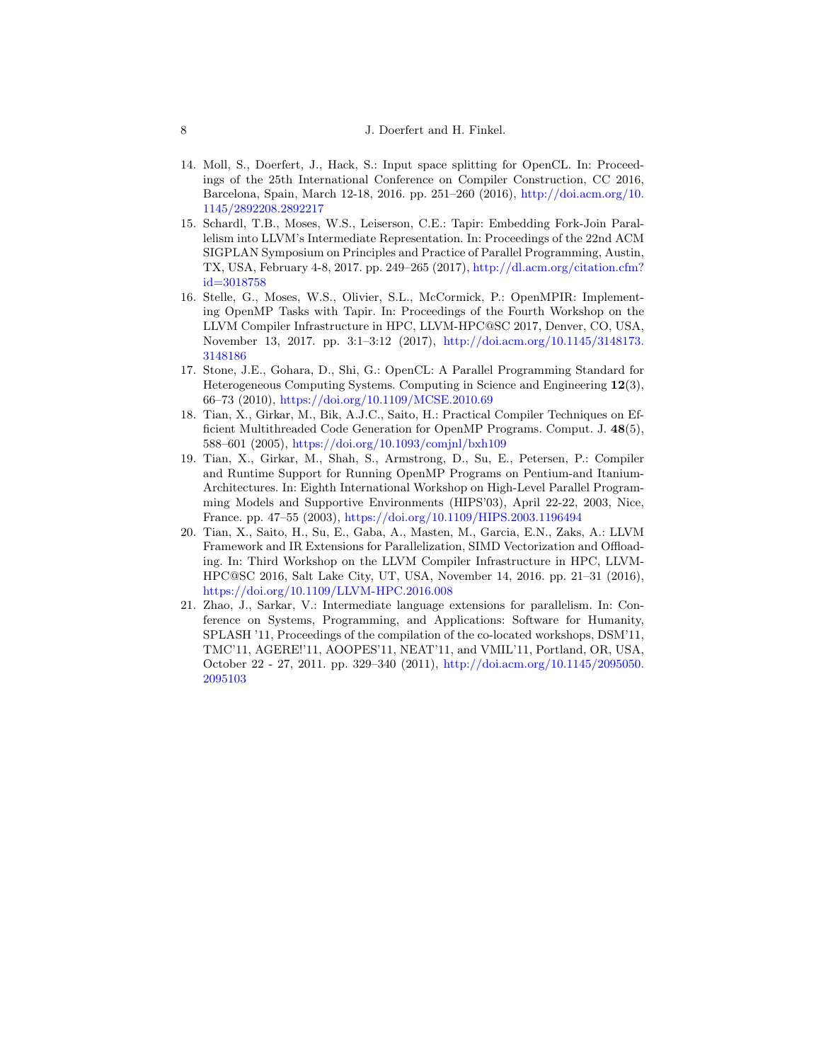14. Moll, S., Doerfert, J., Hack, S.: Input space splitting for OpenCL. In: Proceedings of the 25th International Conference on Compiler Construction, CC 2016, Barcelona, Spain, March 12-18, 2016. pp. 251–260 (2016), http://doi.acm.org/10.1145/2892208.2892217
15. Schardl, T.B., Moses, W.S., Leiserson, C.E.: Tapir: Embedding Fork-Join Parallelism into LLVM's Intermediate Representation. In: Proceedings of the 22nd ACM SIGPLAN Symposium on Principles and Practice of Parallel Programming, Austin, TX, USA, February 4-8, 2017. pp. 249–265 (2017), http://dl.acm.org/citation.cfm?id=3018758
16. Stelle, G., Moses, W.S., Olivier, S.L., McCormick, P.: OpenMPIR: Implementing OpenMP Tasks with Tapir. In: Proceedings of the Fourth Workshop on the LLVM Compiler Infrastructure in HPC, LLVM-HPC@SC 2017, Denver, CO, USA, November 13, 2017. pp. 3:1–3:12 (2017), http://doi.acm.org/10.1145/3148173.3148186
17. Stone, J.E., Gohara, D., Shi, G.: OpenCL: A Parallel Programming Standard for Heterogeneous Computing Systems. Computing in Science and Engineering **12**(3), 66–73 (2010), https://doi.org/10.1109/MCSE.2010.69
18. Tian, X., Girkar, M., Bik, A.J.C., Saito, H.: Practical Compiler Techniques on Efficient Multithreaded Code Generation for OpenMP Programs. Comput. J. **48**(5), 588–601 (2005), https://doi.org/10.1093/comjnl/bxh109
19. Tian, X., Girkar, M., Shah, S., Armstrong, D., Su, E., Petersen, P.: Compiler and Runtime Support for Running OpenMP Programs on Pentium-and Itanium-Architectures. In: Eighth International Workshop on High-Level Parallel Programming Models and Supportive Environments (HIPS'03), April 22-22, 2003, Nice, France. pp. 47–55 (2003), https://doi.org/10.1109/HIPS.2003.1196494
20. Tian, X., Saito, H., Su, E., Gaba, A., Masten, M., Garcia, E.N., Zaks, A.: LLVM Framework and IR Extensions for Parallelization, SIMD Vectorization and Offloading. In: Third Workshop on the LLVM Compiler Infrastructure in HPC, LLVM-HPC@SC 2016, Salt Lake City, UT, USA, November 14, 2016. pp. 21–31 (2016), https://doi.org/10.1109/LLVM-HPC.2016.008
21. Zhao, J., Sarkar, V.: Intermediate language extensions for parallelism. In: Conference on Systems, Programming, and Applications: Software for Humanity, SPLASH '11, Proceedings of the compilation of the co-located workshops, DSM'11, TMC'11, AGERE!'11, AOOPES'11, NEAT'11, and VMIL'11, Portland, OR, USA, October 22 - 27, 2011. pp. 329–340 (2011), http://doi.acm.org/10.1145/2095050.2095103